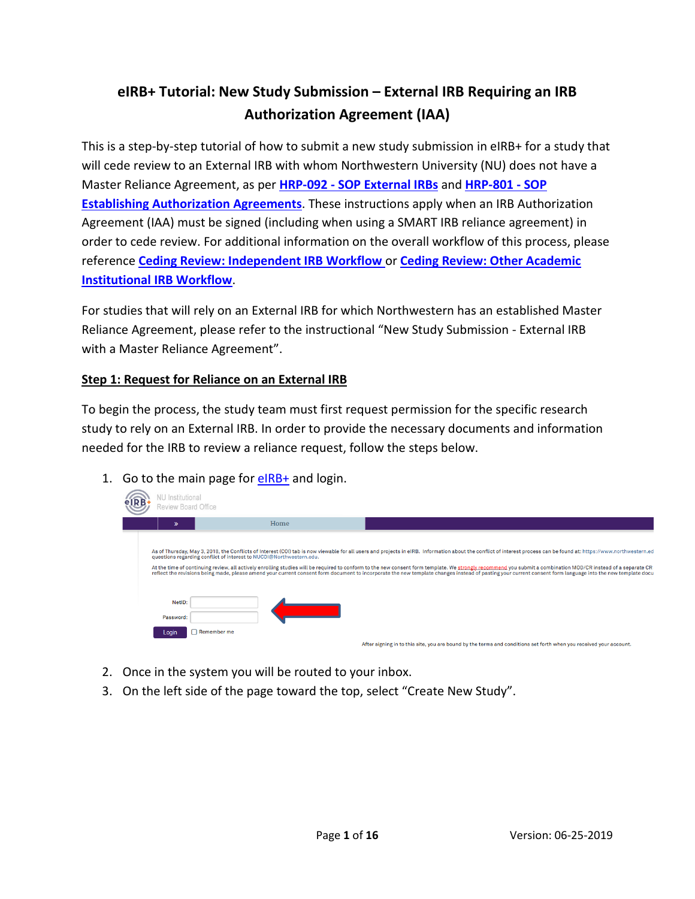# eIRB+ Tutorial: New Study Submission – External IRB Requiring an IRB Authorization Agreement (IAA)

This is a step-by-step tutorial of how to submit a new study submission in eIRB+ for a study that will cede review to an External IRB with whom Northwestern University (NU) does not have a Master Reliance Agreement, as per **HRP-092 - SOP External IRBs** and **HRP-801 - SOP Establishing Authorization Agreements**. These instructions apply when an IRB Authorization Agreement (IAA) must be signed (including when using a SMART IRB reliance agreement) in order to cede review. For additional information on the overall workflow of this process, please reference **Ceding Review: Independent IRB Workflow** or **Ceding Review: Other Academic Institutional IRB Workflow**.

For studies that will rely on an External IRB for which Northwestern has an established Master Reliance Agreement, please refer to the instructional "New Study Submission - External IRB with a Master Reliance Agreement".

## Step 1: Request for Reliance on an External IRB

To begin the process, the study team must first request permission for the specific research study to rely on an External IRB. In order to provide the necessary documents and information needed for the IRB to review a reliance request, follow the steps below.

1. Go to the main page for eIRB+ and login.
2. Once in the system you will be routed to your inbox.
3. On the left side of the page toward the top, select "Create New Study".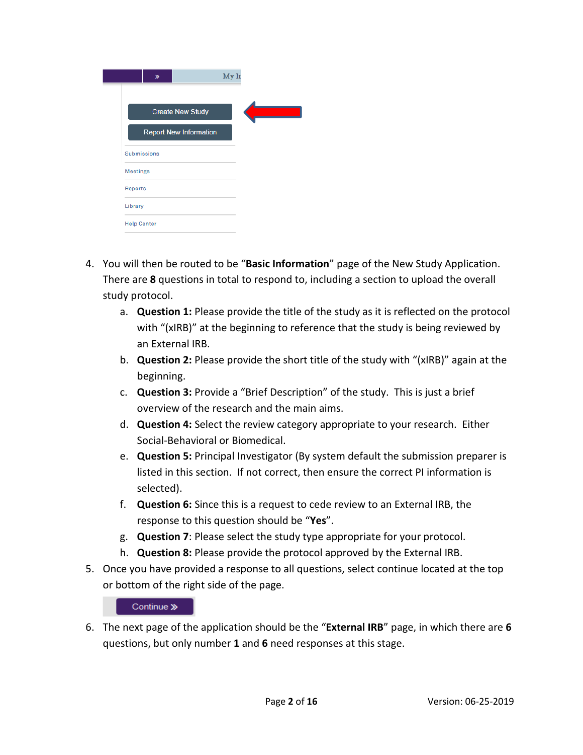4. You will then be routed to be "**Basic Information**" page of the New Study Application. There are **8** questions in total to respond to, including a section to upload the overall study protocol.
    a. **Question 1:** Please provide the title of the study as it is reflected on the protocol with "(xIRB)" at the beginning to reference that the study is being reviewed by an External IRB.
    b. **Question 2:** Please provide the short title of the study with "(xIRB)" again at the beginning.
    c. **Question 3:** Provide a "Brief Description" of the study. This is just a brief overview of the research and the main aims.
    d. **Question 4:** Select the review category appropriate to your research. Either Social-Behavioral or Biomedical.
    e. **Question 5:** Principal Investigator (By system default the submission preparer is listed in this section. If not correct, then ensure the correct PI information is selected).
    f. **Question 6:** Since this is a request to cede review to an External IRB, the response to this question should be "**Yes**".
    g. **Question 7**: Please select the study type appropriate for your protocol.
    h. **Question 8:** Please provide the protocol approved by the External IRB.
5. Once you have provided a response to all questions, select continue located at the top or bottom of the right side of the page.
6. The next page of the application should be the "**External IRB**" page, in which there are **6** questions, but only number **1** and **6** need responses at this stage.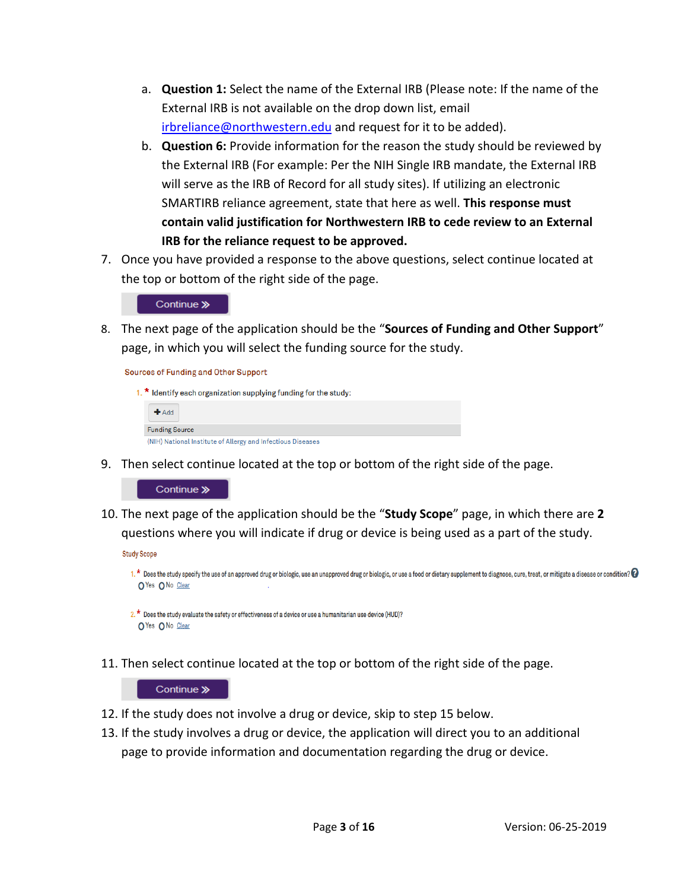a. **Question 1:** Select the name of the External IRB (Please note: If the name of the External IRB is not available on the drop down list, email irbreliance@northwestern.edu and request for it to be added).
   b. **Question 6:** Provide information for the reason the study should be reviewed by the External IRB (For example: Per the NIH Single IRB mandate, the External IRB will serve as the IRB of Record for all study sites). If utilizing an electronic SMARTIRB reliance agreement, state that here as well. **This response must contain valid justification for Northwestern IRB to cede review to an External IRB for the reliance request to be approved.**

7. Once you have provided a response to the above questions, select continue located at the top or bottom of the right side of the page.

   Continue »

8. The next page of the application should be the "**Sources of Funding and Other Support**" page, in which you will select the funding source for the study.

   Sources of Funding and Other Support

   1. * Identify each organization supplying funding for the study:

   + Add

   | Funding Source |
   |---|
   | (NIH) National Institute of Allergy and Infectious Diseases |

9. Then select continue located at the top or bottom of the right side of the page.

   Continue »

10. The next page of the application should be the "**Study Scope**" page, in which there are **2** questions where you will indicate if drug or device is being used as a part of the study.

    Study Scope

    1. * Does the study specify the use of an approved drug or biologic, use an unapproved drug or biologic, or use a food or dietary supplement to diagnose, cure, treat, or mitigate a disease or condition?
       ○ Yes ○ No Clear

    2. * Does the study evaluate the safety or effectiveness of a device or use a humanitarian use device (HUD)?
       ○ Yes ○ No Clear

11. Then select continue located at the top or bottom of the right side of the page.

    Continue »

12. If the study does not involve a drug or device, skip to step 15 below.
13. If the study involves a drug or device, the application will direct you to an additional page to provide information and documentation regarding the drug or device.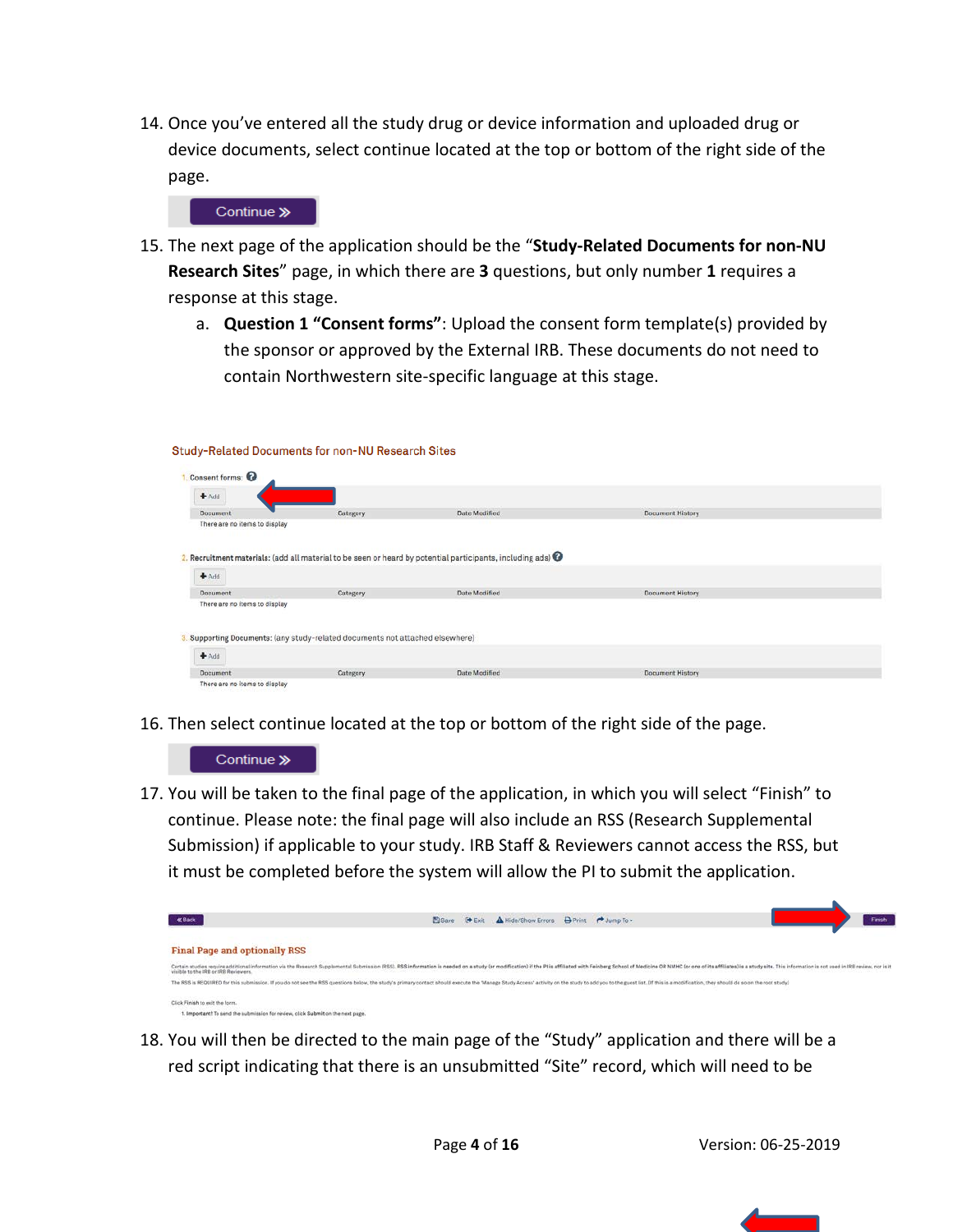14. Once you've entered all the study drug or device information and uploaded drug or device documents, select continue located at the top or bottom of the right side of the page.

Continue »

15. The next page of the application should be the "**Study-Related Documents for non-NU Research Sites**" page, in which there are **3** questions, but only number **1** requires a response at this stage.
    a. **Question 1 "Consent forms"**: Upload the consent form template(s) provided by the sponsor or approved by the External IRB. These documents do not need to contain Northwestern site-specific language at this stage.

Study-Related Documents for non-NU Research Sites

1. Consent forms:

+ Add

| Document | Category | Date Modified | Document History |
| --- | --- | --- | --- |
| There are no items to display | | | |

2. Recruitment materials: (add all material to be seen or heard by potential participants, including ads)

+ Add

| Document | Category | Date Modified | Document History |
| --- | --- | --- | --- |
| There are no items to display | | | |

3. Supporting Documents: (any study-related documents not attached elsewhere)

+ Add

| Document | Category | Date Modified | Document History |
| --- | --- | --- | --- |
| There are no items to display | | | |

16. Then select continue located at the top or bottom of the right side of the page.

Continue »

17. You will be taken to the final page of the application, in which you will select "Finish" to continue. Please note: the final page will also include an RSS (Research Supplemental Submission) if applicable to your study. IRB Staff & Reviewers cannot access the RSS, but it must be completed before the system will allow the PI to submit the application.

« Back Save Exit Hide/Show Errors Print Jump To Finish

Final Page and optionally RSS

Certain studies require additional information via the Research Supplemental Submission (RSS). RSS information is needed on a study (or modification) if the PI is affiliated with Feinberg School of Medicine OR NMHC (or one of its affiliates) is a study site. This information is not used in IRB review, nor is it visible to the IRB or IRB Reviewers.

The RSS is REQUIRED for this submission. If you do not see the RSS questions below, the study's primary contact should execute the 'Manage Study Access' activity on the study to add you to the guest list. (If this is a modification, they should do so on the root study)

Click Finish to exit the form.

1. Important! To send the submission for review, click Submit on the next page.

18. You will then be directed to the main page of the "Study" application and there will be a red script indicating that there is an unsubmitted "Site" record, which will need to be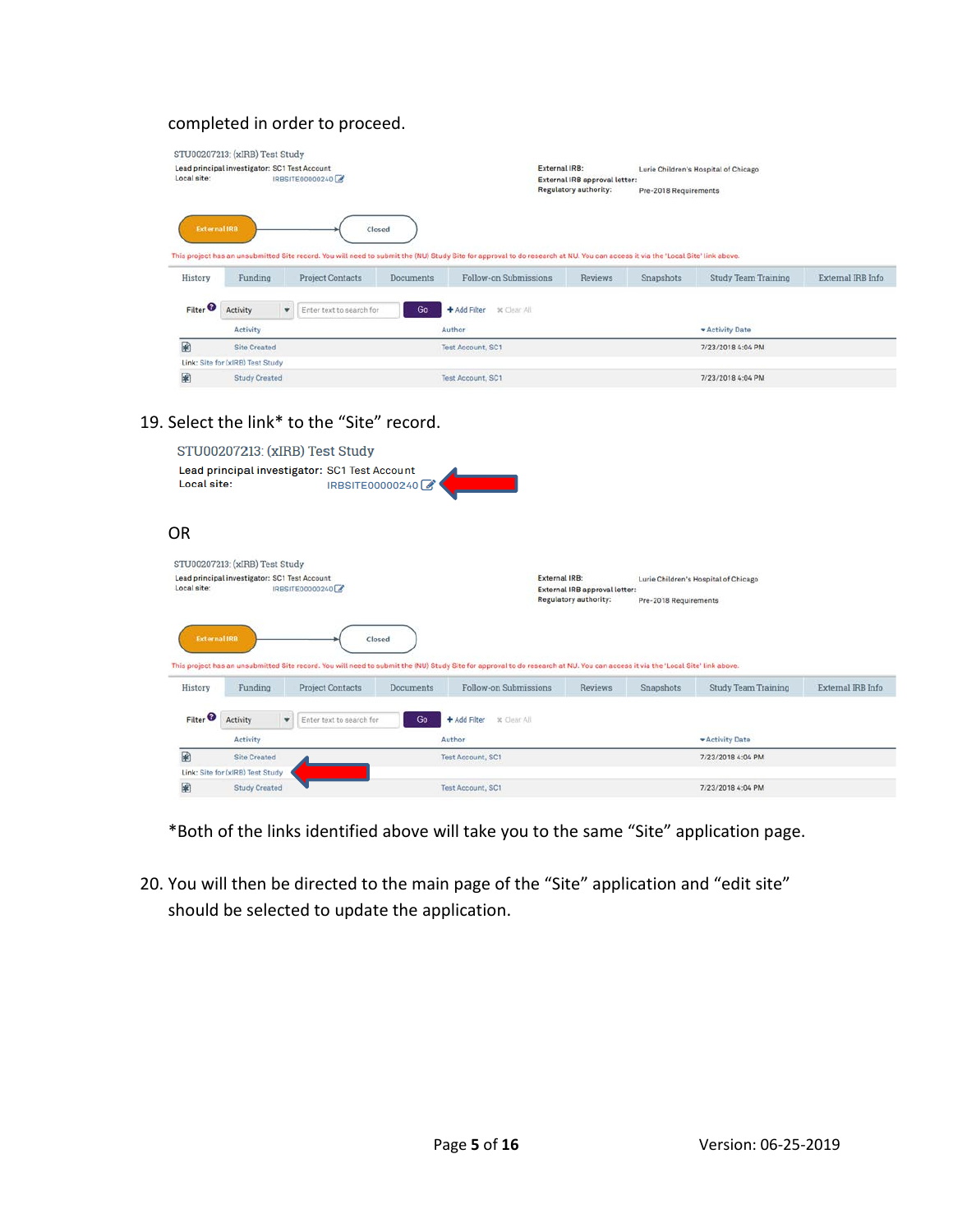completed in order to proceed.

STU00207213: (xIRB) Test Study
Lead principal investigator: SC1 Test Account
Local site: IRBSITE00000240

External IRB: Lurie Children's Hospital of Chicago
External IRB approval letter:
Regulatory authority: Pre-2018 Requirements

External IRB → Closed

This project has an unsubmitted Site record. You will need to submit the (NU) Study Site for approval to do research at NU. You can access it via the 'Local Site' link above.

History | Funding | Project Contacts | Documents | Follow-on Submissions | Reviews | Snapshots | Study Team Training | External IRB Info

Filter: Activity | Enter text to search for | Go | + Add Filter | ✖ Clear All

| | Activity | Author | Activity Date |
|---|---|---|---|
| | Site Created | Test Account, SC1 | 7/23/2018 4:04 PM |
| Link: Site for (xIRB) Test Study | | | |
| | Study Created | Test Account, SC1 | 7/23/2018 4:04 PM |

19. Select the link* to the "Site" record.

STU00207213: (xIRB) Test Study
Lead principal investigator: SC1 Test Account
Local site: IRBSITE00000240

OR

STU00207213: (xIRB) Test Study
Lead principal investigator: SC1 Test Account
Local site: IRBSITE00000240

External IRB: Lurie Children's Hospital of Chicago
External IRB approval letter:
Regulatory authority: Pre-2018 Requirements

External IRB → Closed

This project has an unsubmitted Site record. You will need to submit the (NU) Study Site for approval to do research at NU. You can access it via the 'Local Site' link above.

History | Funding | Project Contacts | Documents | Follow-on Submissions | Reviews | Snapshots | Study Team Training | External IRB Info

Filter: Activity | Enter text to search for | Go | + Add Filter | ✖ Clear All

| | Activity | Author | Activity Date |
|---|---|---|---|
| | Site Created | Test Account, SC1 | 7/23/2018 4:04 PM |
| Link: Site for (xIRB) Test Study | | | |
| | Study Created | Test Account, SC1 | 7/23/2018 4:04 PM |

*Both of the links identified above will take you to the same "Site" application page.

20. You will then be directed to the main page of the "Site" application and "edit site" should be selected to update the application.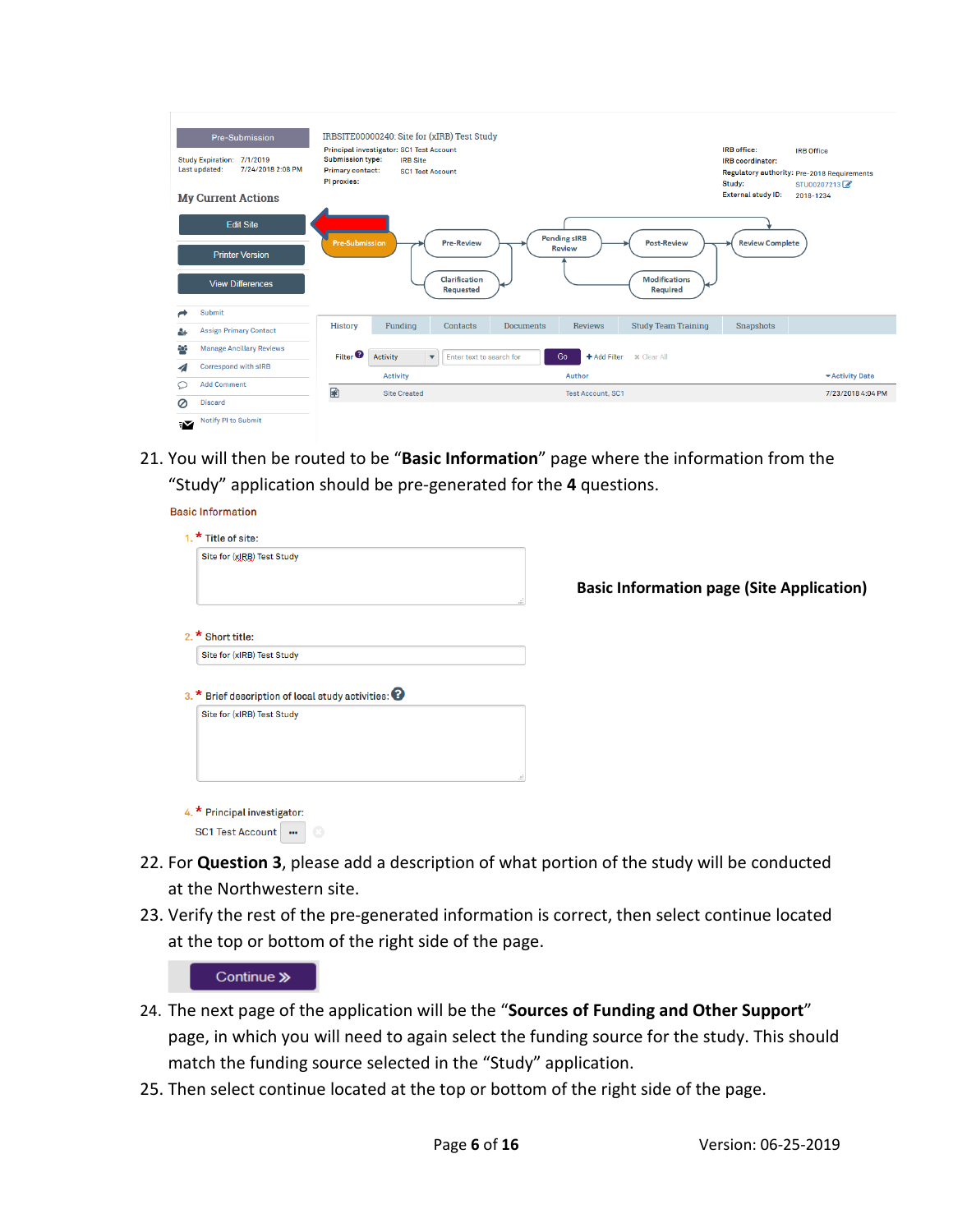21. You will then be routed to be "**Basic Information**" page where the information from the "Study" application should be pre-generated for the **4** questions.

Basic Information

1. * Title of site:
   Site for (xIRB) Test Study

2. * Short title:
   Site for (xIRB) Test Study

3. * Brief description of local study activities:
   Site for (xIRB) Test Study

4. * Principal investigator:
   SC1 Test Account

**Basic Information page (Site Application)**

22. For **Question 3**, please add a description of what portion of the study will be conducted at the Northwestern site.
23. Verify the rest of the pre-generated information is correct, then select continue located at the top or bottom of the right side of the page.

Continue »

24. The next page of the application will be the "**Sources of Funding and Other Support**" page, in which you will need to again select the funding source for the study. This should match the funding source selected in the "Study" application.
25. Then select continue located at the top or bottom of the right side of the page.

Version: 06-25-2019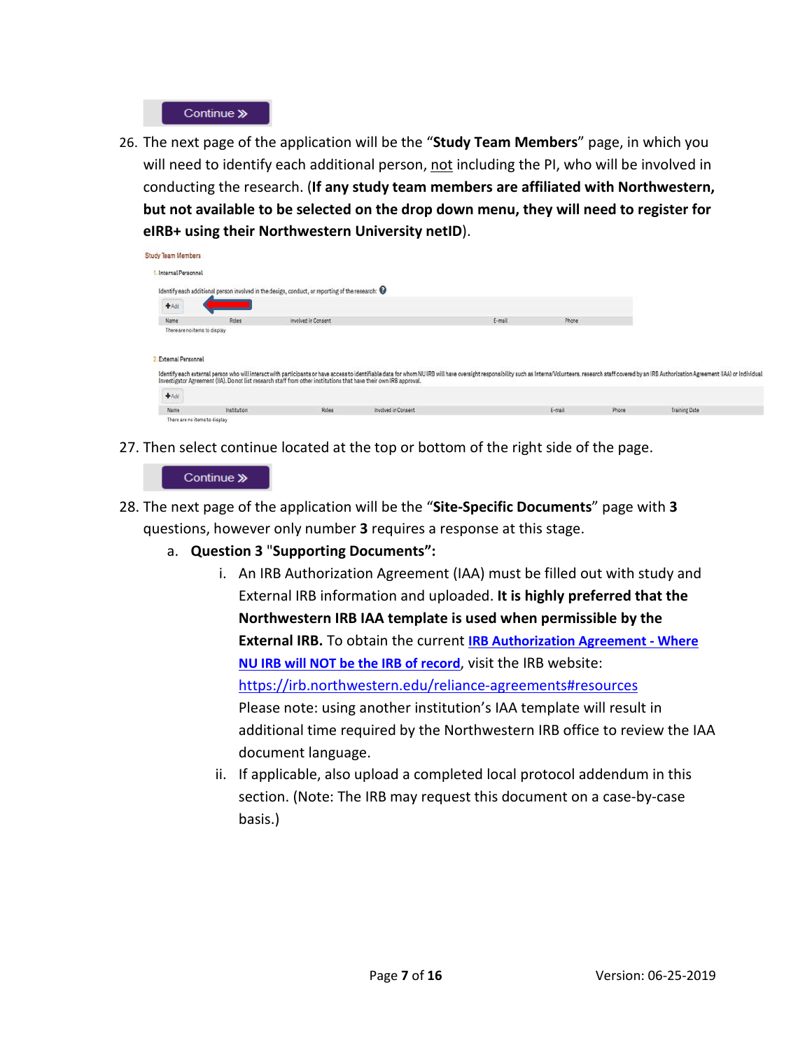Continue »

26. The next page of the application will be the "**Study Team Members**" page, in which you will need to identify each additional person, not including the PI, who will be involved in conducting the research. (**If any study team members are affiliated with Northwestern, but not available to be selected on the drop down menu, they will need to register for eIRB+ using their Northwestern University netID**).

Study Team Members

1. Internal Personnel

Identify each additional person involved in the design, conduct, or reporting of the research:

+ Add

| Name | Roles | Involved in Consent | E-mail | Phone |
|---|---|---|---|---|
| There are no items to display | | | | |

2. External Personnel

Identify each external person who will interact with participants or have access to identifiable data for whom NU IRB will have oversight responsibility such as Interns/Volunteers, research staff covered by an IRB Authorization Agreement (IAA) or Individual Investigator Agreement (IIA). Do not list research staff from other institutions that have their own IRB approval.

+ Add

| Name | Institution | Roles | Involved in Consent | E-mail | Phone | Training Date |
|---|---|---|---|---|---|---|
| There are no items to display | | | | | | |

27. Then select continue located at the top or bottom of the right side of the page.

Continue »

28. The next page of the application will be the "**Site-Specific Documents**" page with **3** questions, however only number **3** requires a response at this stage.
    a. **Question 3 "Supporting Documents":**
        i. An IRB Authorization Agreement (IAA) must be filled out with study and External IRB information and uploaded. **It is highly preferred that the Northwestern IRB IAA template is used when permissible by the External IRB.** To obtain the current **IRB Authorization Agreement - Where NU IRB will NOT be the IRB of record**, visit the IRB website: https://irb.northwestern.edu/reliance-agreements#resources Please note: using another institution's IAA template will result in additional time required by the Northwestern IRB office to review the IAA document language.
        ii. If applicable, also upload a completed local protocol addendum in this section. (Note: The IRB may request this document on a case-by-case basis.)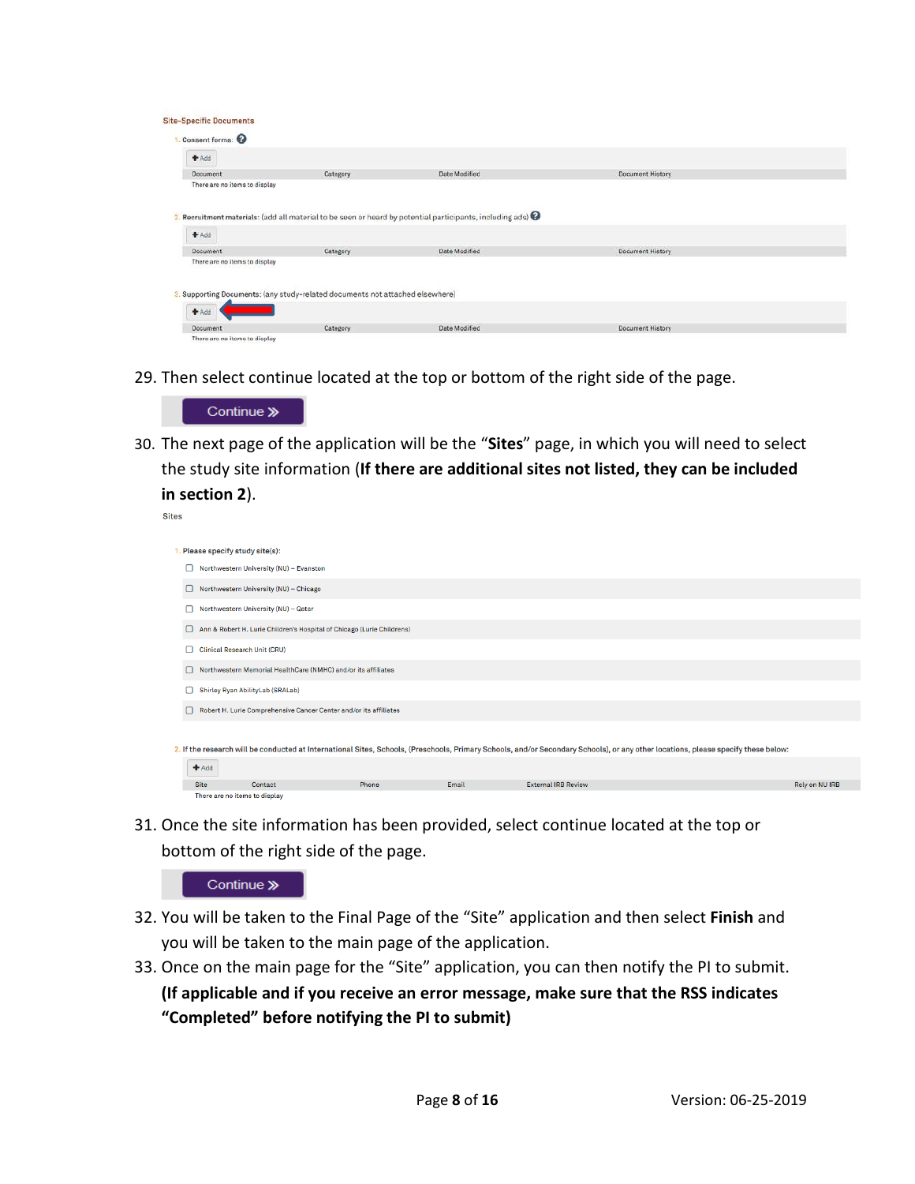Site-Specific Documents

1. Consent forms:

+ Add

| Document | Category | Date Modified | Document History |
| --- | --- | --- | --- |
| There are no items to display | | | |

2. Recruitment materials: (add all material to be seen or heard by potential participants, including ads)

+ Add

| Document | Category | Date Modified | Document History |
| --- | --- | --- | --- |
| There are no items to display | | | |

3. Supporting Documents: (any study-related documents not attached elsewhere)

+ Add

| Document | Category | Date Modified | Document History |
| --- | --- | --- | --- |
| There are no items to display | | | |

29. Then select continue located at the top or bottom of the right side of the page.

Continue »

30. The next page of the application will be the "**Sites**" page, in which you will need to select the study site information (**If there are additional sites not listed, they can be included in section 2**).

Sites

1. Please specify study site(s):
   - Northwestern University (NU) – Evanston
   - Northwestern University (NU) – Chicago
   - Northwestern University (NU) – Qatar
   - Ann & Robert H. Lurie Children's Hospital of Chicago (Lurie Childrens)
   - Clinical Research Unit (CRU)
   - Northwestern Memorial HealthCare (NMHC) and/or its affiliates
   - Shirley Ryan AbilityLab (SRALab)
   - Robert H. Lurie Comprehensive Cancer Center and/or its affiliates

2. If the research will be conducted at International Sites, Schools, (Preschools, Primary Schools, and/or Secondary Schools), or any other locations, please specify these below:

+ Add

| Site | Contact | Phone | Email | External IRB Review | Rely on NU IRB |
| --- | --- | --- | --- | --- | --- |
| There are no items to display | | | | | |

31. Once the site information has been provided, select continue located at the top or bottom of the right side of the page.

Continue »

32. You will be taken to the Final Page of the "Site" application and then select **Finish** and you will be taken to the main page of the application.
33. Once on the main page for the "Site" application, you can then notify the PI to submit. **(If applicable and if you receive an error message, make sure that the RSS indicates "Completed" before notifying the PI to submit)**

Version: 06-25-2019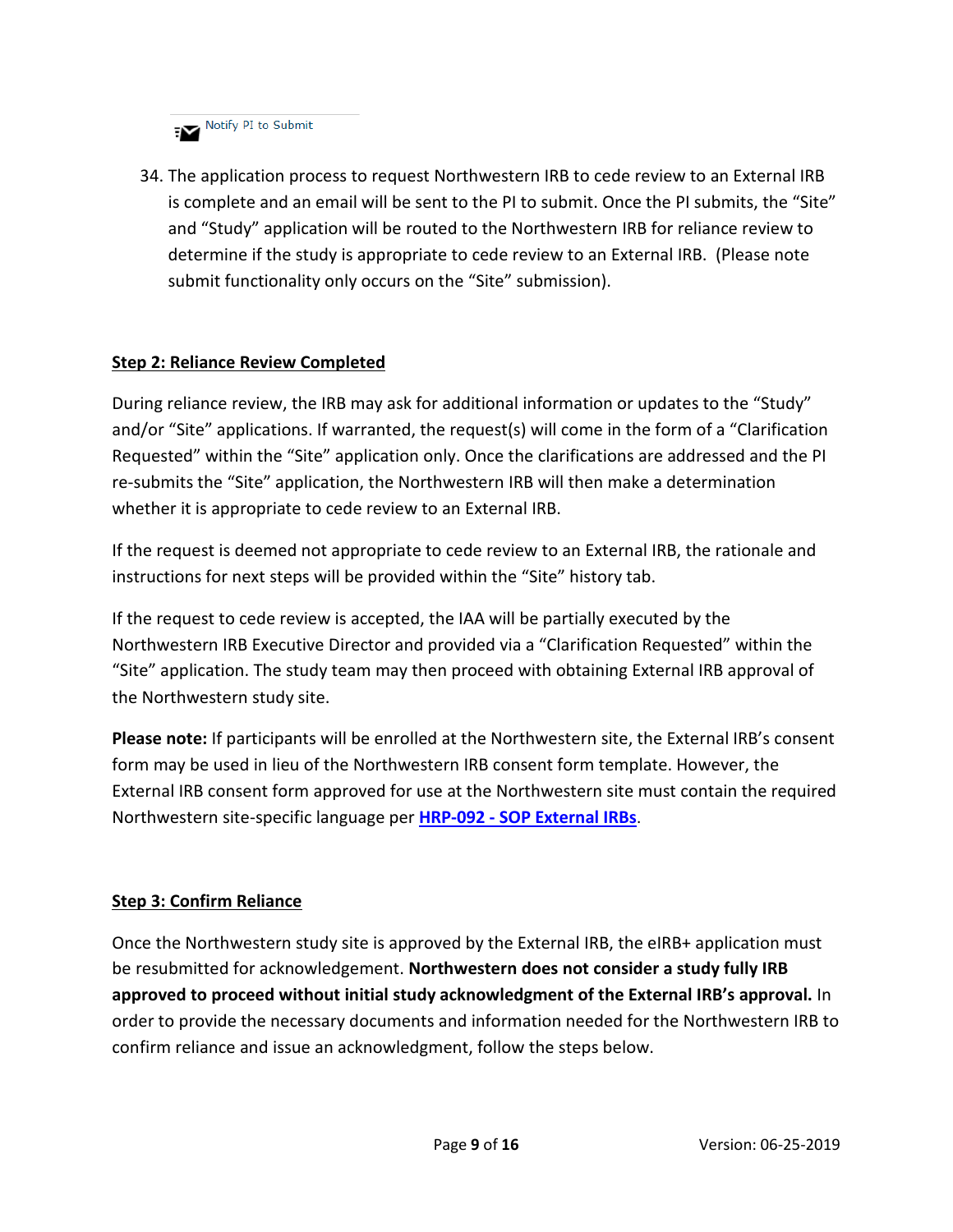Notify PI to Submit

34. The application process to request Northwestern IRB to cede review to an External IRB is complete and an email will be sent to the PI to submit. Once the PI submits, the "Site" and "Study" application will be routed to the Northwestern IRB for reliance review to determine if the study is appropriate to cede review to an External IRB. (Please note submit functionality only occurs on the "Site" submission).

## Step 2: Reliance Review Completed

During reliance review, the IRB may ask for additional information or updates to the "Study" and/or "Site" applications. If warranted, the request(s) will come in the form of a "Clarification Requested" within the "Site" application only. Once the clarifications are addressed and the PI re-submits the "Site" application, the Northwestern IRB will then make a determination whether it is appropriate to cede review to an External IRB.

If the request is deemed not appropriate to cede review to an External IRB, the rationale and instructions for next steps will be provided within the "Site" history tab.

If the request to cede review is accepted, the IAA will be partially executed by the Northwestern IRB Executive Director and provided via a "Clarification Requested" within the "Site" application. The study team may then proceed with obtaining External IRB approval of the Northwestern study site.

**Please note:** If participants will be enrolled at the Northwestern site, the External IRB's consent form may be used in lieu of the Northwestern IRB consent form template. However, the External IRB consent form approved for use at the Northwestern site must contain the required Northwestern site-specific language per **HRP-092 - SOP External IRBs**.

## Step 3: Confirm Reliance

Once the Northwestern study site is approved by the External IRB, the eIRB+ application must be resubmitted for acknowledgement. **Northwestern does not consider a study fully IRB approved to proceed without initial study acknowledgment of the External IRB's approval.** In order to provide the necessary documents and information needed for the Northwestern IRB to confirm reliance and issue an acknowledgment, follow the steps below.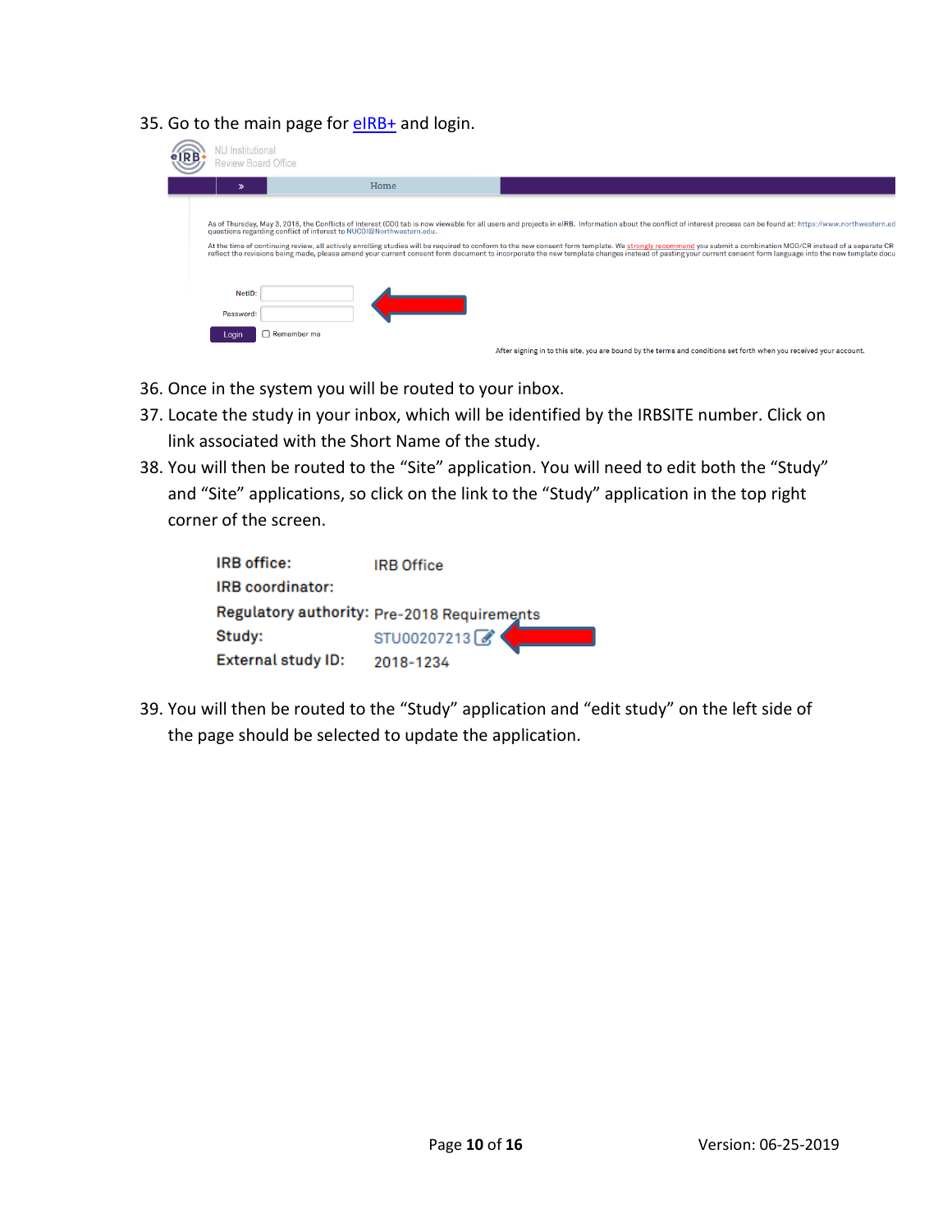35. Go to the main page for [eIRB+]() and login.

36. Once in the system you will be routed to your inbox.
37. Locate the study in your inbox, which will be identified by the IRBSITE number. Click on link associated with the Short Name of the study.
38. You will then be routed to the "Site" application. You will need to edit both the "Study" and "Site" applications, so click on the link to the "Study" application in the top right corner of the screen.

39. You will then be routed to the "Study" application and "edit study" on the left side of the page should be selected to update the application.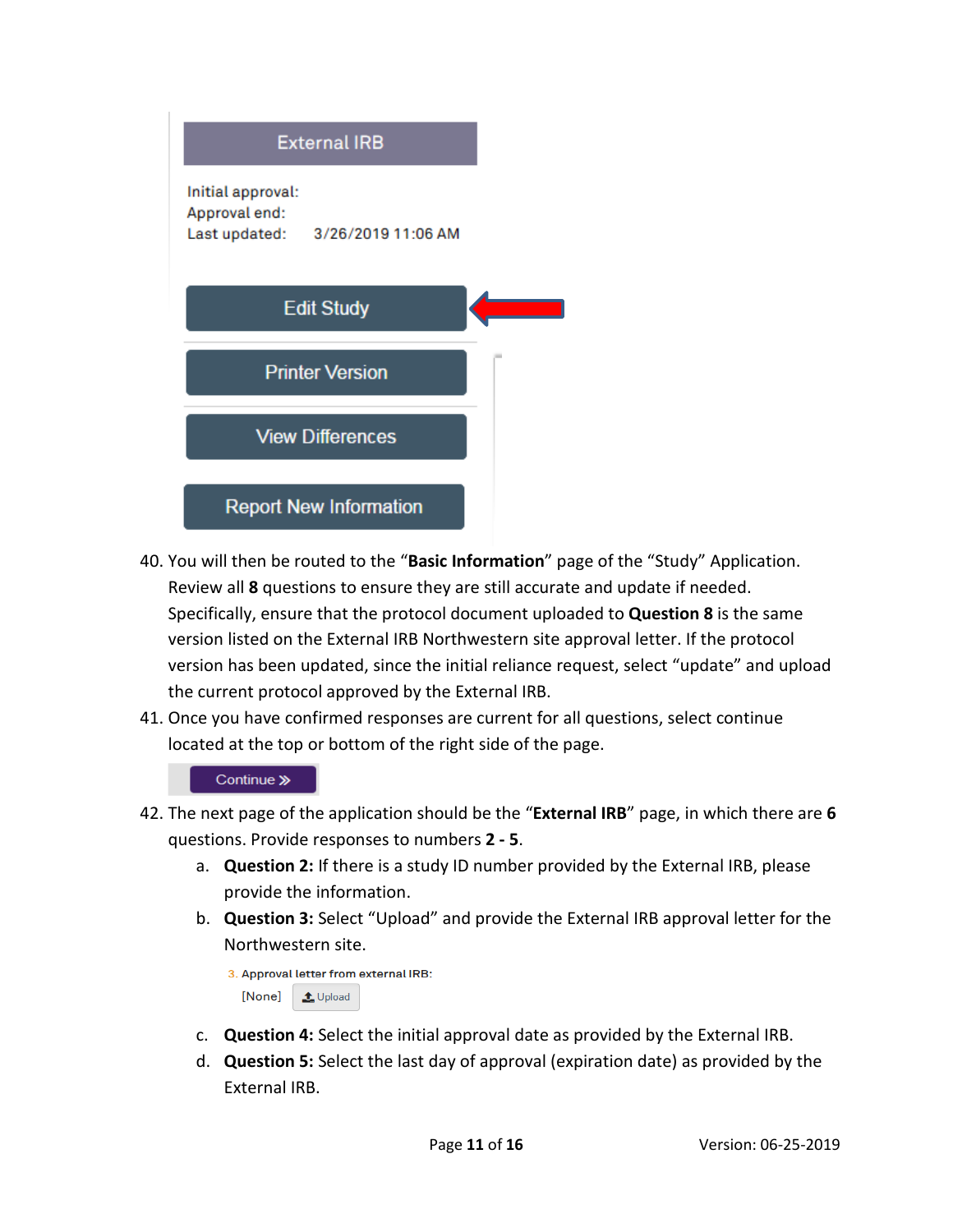40. You will then be routed to the "**Basic Information**" page of the "Study" Application. Review all **8** questions to ensure they are still accurate and update if needed. Specifically, ensure that the protocol document uploaded to **Question 8** is the same version listed on the External IRB Northwestern site approval letter. If the protocol version has been updated, since the initial reliance request, select "update" and upload the current protocol approved by the External IRB.
41. Once you have confirmed responses are current for all questions, select continue located at the top or bottom of the right side of the page.
42. The next page of the application should be the "**External IRB**" page, in which there are **6** questions. Provide responses to numbers **2 - 5**.
    a. **Question 2:** If there is a study ID number provided by the External IRB, please provide the information.
    b. **Question 3:** Select "Upload" and provide the External IRB approval letter for the Northwestern site.
    c. **Question 4:** Select the initial approval date as provided by the External IRB.
    d. **Question 5:** Select the last day of approval (expiration date) as provided by the External IRB.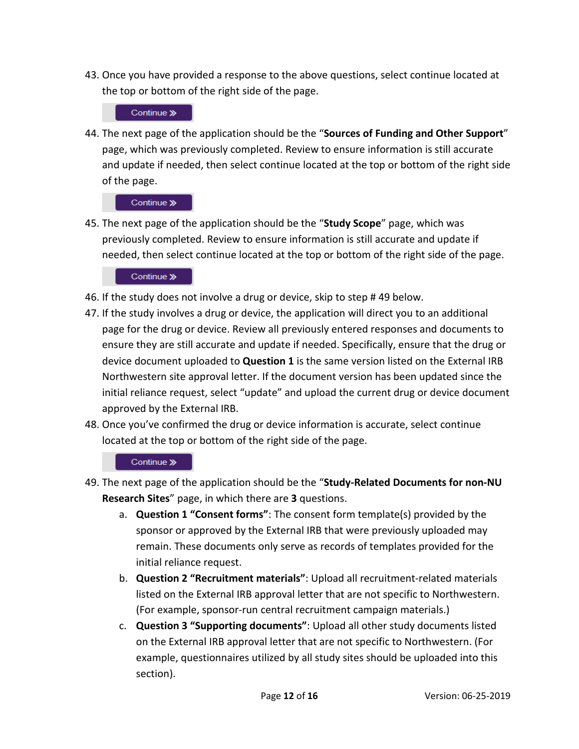43. Once you have provided a response to the above questions, select continue located at the top or bottom of the right side of the page.

    Continue »

44. The next page of the application should be the "**Sources of Funding and Other Support**" page, which was previously completed. Review to ensure information is still accurate and update if needed, then select continue located at the top or bottom of the right side of the page.

    Continue »

45. The next page of the application should be the "**Study Scope**" page, which was previously completed. Review to ensure information is still accurate and update if needed, then select continue located at the top or bottom of the right side of the page.

    Continue »

46. If the study does not involve a drug or device, skip to step # 49 below.
47. If the study involves a drug or device, the application will direct you to an additional page for the drug or device. Review all previously entered responses and documents to ensure they are still accurate and update if needed. Specifically, ensure that the drug or device document uploaded to **Question 1** is the same version listed on the External IRB Northwestern site approval letter. If the document version has been updated since the initial reliance request, select "update" and upload the current drug or device document approved by the External IRB.
48. Once you've confirmed the drug or device information is accurate, select continue located at the top or bottom of the right side of the page.

    Continue »

49. The next page of the application should be the "**Study-Related Documents for non-NU Research Sites**" page, in which there are **3** questions.
    a. **Question 1 "Consent forms"**: The consent form template(s) provided by the sponsor or approved by the External IRB that were previously uploaded may remain. These documents only serve as records of templates provided for the initial reliance request.
    b. **Question 2 "Recruitment materials"**: Upload all recruitment-related materials listed on the External IRB approval letter that are not specific to Northwestern. (For example, sponsor-run central recruitment campaign materials.)
    c. **Question 3 "Supporting documents"**: Upload all other study documents listed on the External IRB approval letter that are not specific to Northwestern. (For example, questionnaires utilized by all study sites should be uploaded into this section).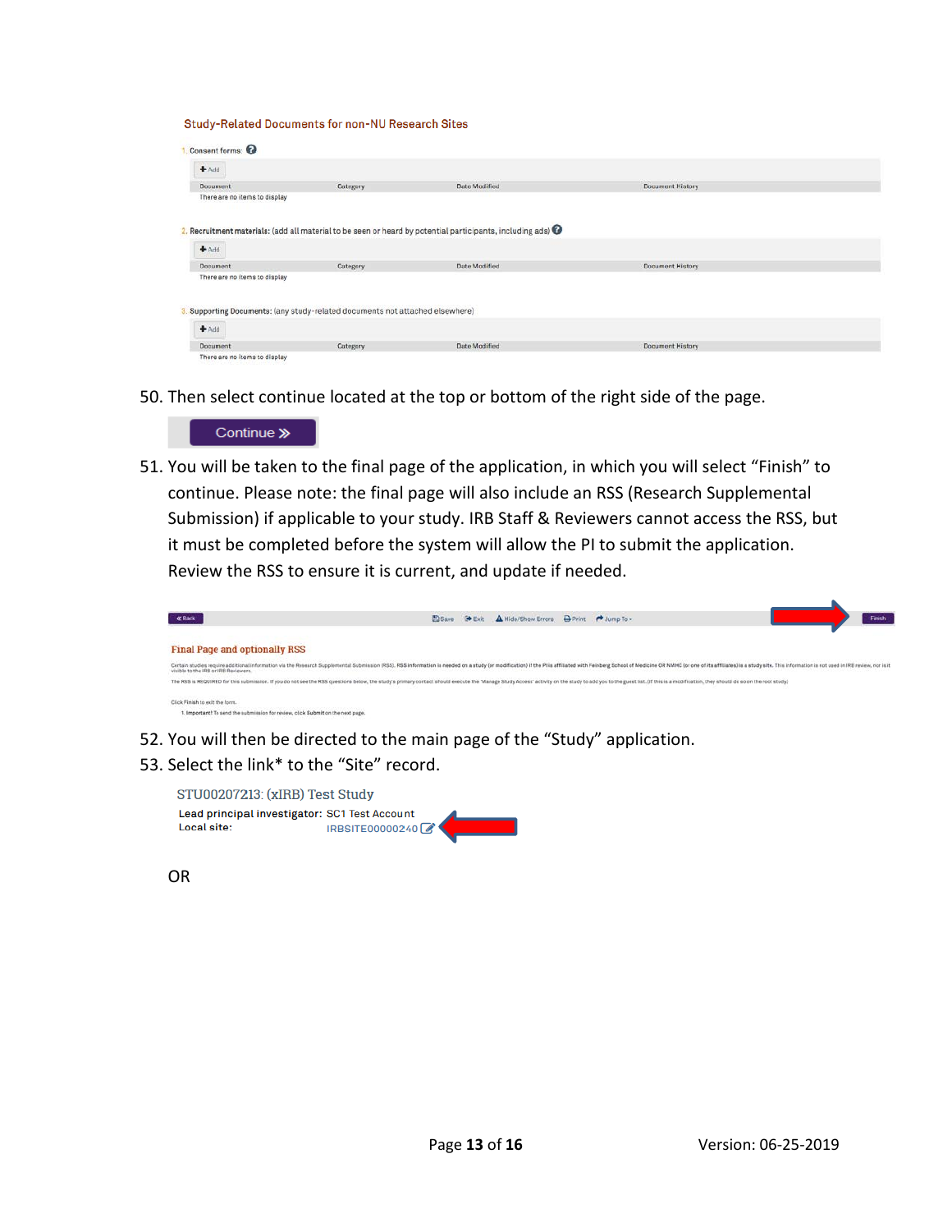Study-Related Documents for non-NU Research Sites

1. Consent forms:

Add

| Document | Category | Date Modified | Document History |
| --- | --- | --- | --- |
| There are no items to display | | | |

2. Recruitment materials: (add all material to be seen or heard by potential participants, including ads)

Add

| Document | Category | Date Modified | Document History |
| --- | --- | --- | --- |
| There are no items to display | | | |

3. Supporting Documents: (any study-related documents not attached elsewhere)

Add

| Document | Category | Date Modified | Document History |
| --- | --- | --- | --- |
| There are no items to display | | | |

50. Then select continue located at the top or bottom of the right side of the page.

Continue »

51. You will be taken to the final page of the application, in which you will select "Finish" to continue. Please note: the final page will also include an RSS (Research Supplemental Submission) if applicable to your study. IRB Staff & Reviewers cannot access the RSS, but it must be completed before the system will allow the PI to submit the application. Review the RSS to ensure it is current, and update if needed.

« Back | Save | Exit | Hide/Show Errors | Print | Jump To | Finish

Final Page and optionally RSS

Certain studies require additional information via the Research Supplemental Submission (RSS). RSS information is needed on a study (or modification) if the PI is affiliated with Feinberg School of Medicine OR NMHC (or one of its affiliates) is a study site. This information is not used in IRB review, nor is it visible to the IRB or IRB Reviewers.

The RSS is REQUIRED for this submission. If you do not see the RSS questions below, the study's primary contact should execute the 'Manage Study Access' activity on the study to add you to the guest list. (If this is a modification, they should do so on the root study)

Click Finish to exit the form.

1. Important! To send the submission for review, click Submit on the next page.

52. You will then be directed to the main page of the "Study" application.
53. Select the link* to the "Site" record.

STU00207213: (xIRB) Test Study

Lead principal investigator: SC1 Test Account

Local site: IRBSITE00000240

OR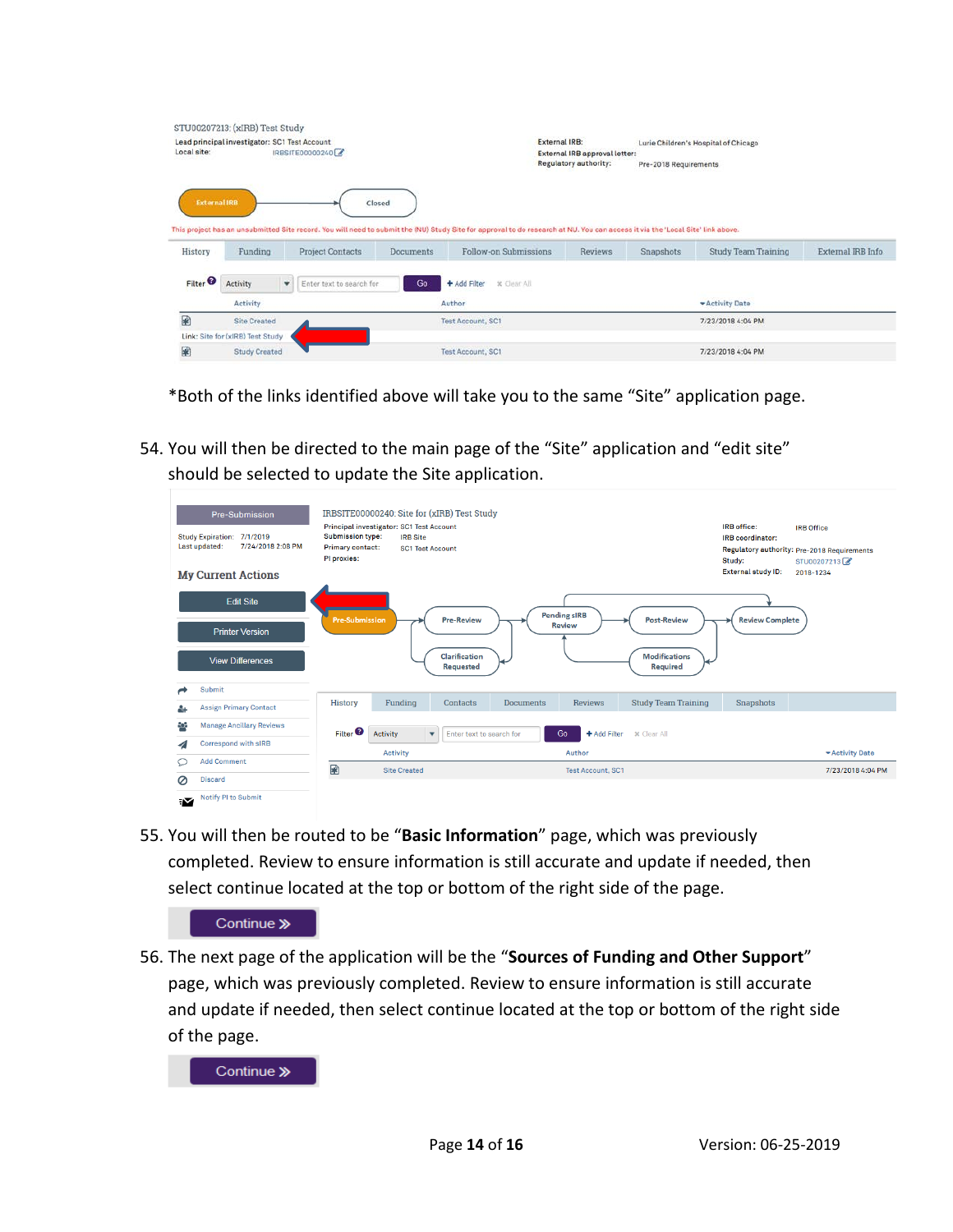*Both of the links identified above will take you to the same "Site" application page.

54. You will then be directed to the main page of the "Site" application and "edit site" should be selected to update the Site application.

55. You will then be routed to be "**Basic Information**" page, which was previously completed. Review to ensure information is still accurate and update if needed, then select continue located at the top or bottom of the right side of the page.

56. The next page of the application will be the "**Sources of Funding and Other Support**" page, which was previously completed. Review to ensure information is still accurate and update if needed, then select continue located at the top or bottom of the right side of the page.

Version: 06-25-2019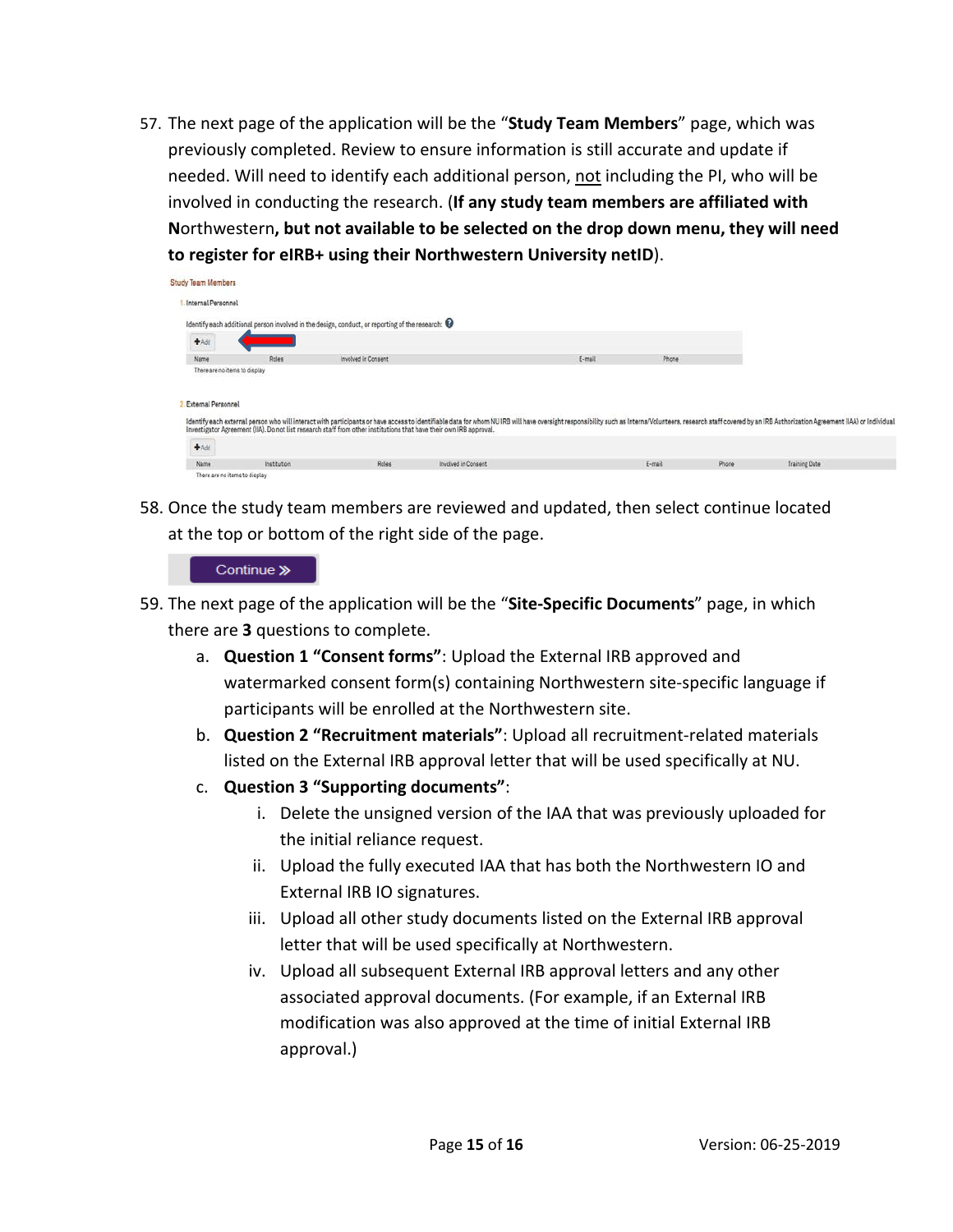57. The next page of the application will be the "**Study Team Members**" page, which was previously completed. Review to ensure information is still accurate and update if needed. Will need to identify each additional person, not including the PI, who will be involved in conducting the research. (**If any study team members are affiliated with N**orthwestern**, but not available to be selected on the drop down menu, they will need to register for eIRB+ using their Northwestern University netID**).

58. Once the study team members are reviewed and updated, then select continue located at the top or bottom of the right side of the page.

59. The next page of the application will be the "**Site-Specific Documents**" page, in which there are **3** questions to complete.
    a. **Question 1 "Consent forms"**: Upload the External IRB approved and watermarked consent form(s) containing Northwestern site-specific language if participants will be enrolled at the Northwestern site.
    b. **Question 2 "Recruitment materials"**: Upload all recruitment-related materials listed on the External IRB approval letter that will be used specifically at NU.
    c. **Question 3 "Supporting documents"**:
        i. Delete the unsigned version of the IAA that was previously uploaded for the initial reliance request.
        ii. Upload the fully executed IAA that has both the Northwestern IO and External IRB IO signatures.
        iii. Upload all other study documents listed on the External IRB approval letter that will be used specifically at Northwestern.
        iv. Upload all subsequent External IRB approval letters and any other associated approval documents. (For example, if an External IRB modification was also approved at the time of initial External IRB approval.)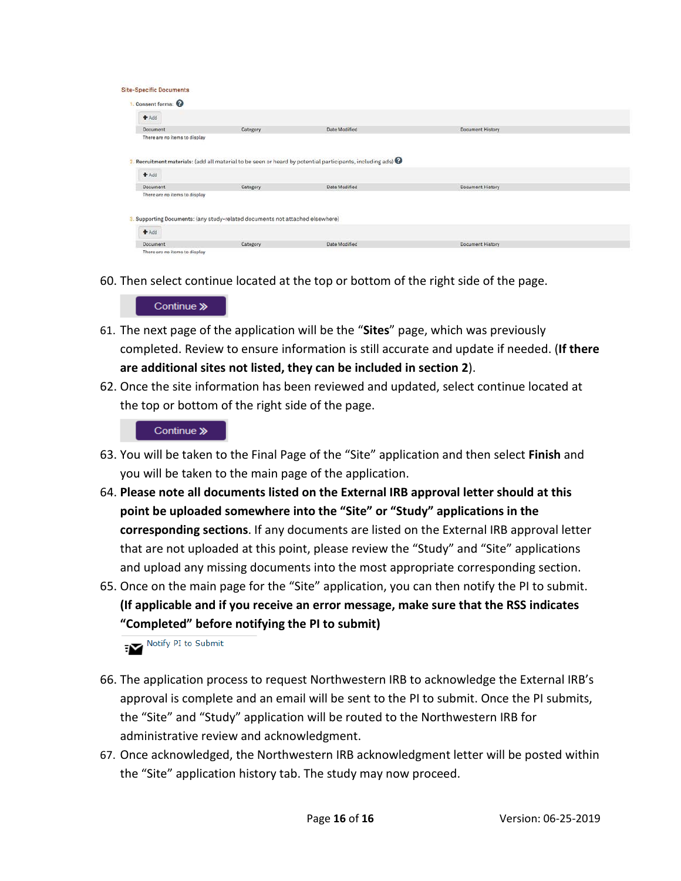Site-Specific Documents

1. Consent forms:

+ Add

| Document | Category | Date Modified | Document History |
|---|---|---|---|
| There are no items to display | | | |

2. Recruitment materials: (add all material to be seen or heard by potential participants, including ads)

+ Add

| Document | Category | Date Modified | Document History |
|---|---|---|---|
| There are no items to display | | | |

3. Supporting Documents: (any study-related documents not attached elsewhere)

+ Add

| Document | Category | Date Modified | Document History |
|---|---|---|---|
| There are no items to display | | | |

60. Then select continue located at the top or bottom of the right side of the page.

    Continue »

61. The next page of the application will be the "**Sites**" page, which was previously completed. Review to ensure information is still accurate and update if needed. (**If there are additional sites not listed, they can be included in section 2**).
62. Once the site information has been reviewed and updated, select continue located at the top or bottom of the right side of the page.

    Continue »

63. You will be taken to the Final Page of the "Site" application and then select **Finish** and you will be taken to the main page of the application.
64. **Please note all documents listed on the External IRB approval letter should at this point be uploaded somewhere into the "Site" or "Study" applications in the corresponding sections**. If any documents are listed on the External IRB approval letter that are not uploaded at this point, please review the "Study" and "Site" applications and upload any missing documents into the most appropriate corresponding section.
65. Once on the main page for the "Site" application, you can then notify the PI to submit. **(If applicable and if you receive an error message, make sure that the RSS indicates "Completed" before notifying the PI to submit)**

    Notify PI to Submit

66. The application process to request Northwestern IRB to acknowledge the External IRB's approval is complete and an email will be sent to the PI to submit. Once the PI submits, the "Site" and "Study" application will be routed to the Northwestern IRB for administrative review and acknowledgment.
67. Once acknowledged, the Northwestern IRB acknowledgment letter will be posted within the "Site" application history tab. The study may now proceed.

Version: 06-25-2019